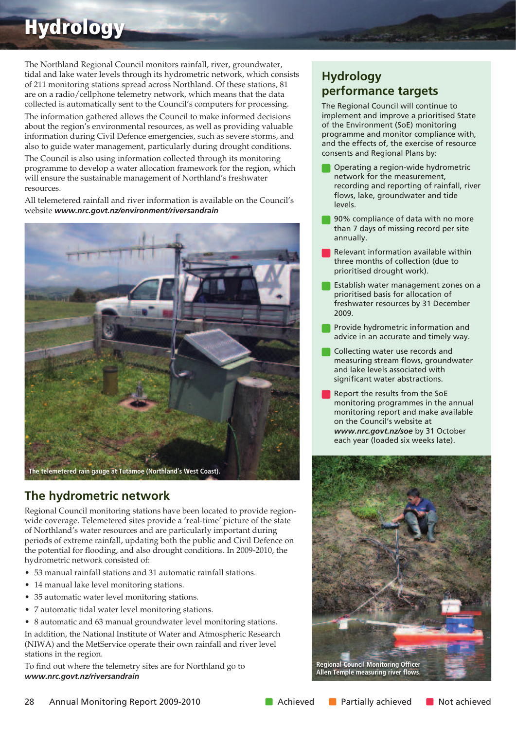# Hydrology

The Northland Regional Council monitors rainfall, river, groundwater, tidal and lake water levels through its hydrometric network, which consists of 211 monitoring stations spread across Northland. Of these stations, 81 are on a radio/cellphone telemetry network, which means that the data collected is automatically sent to the Council's computers for processing.

The information gathered allows the Council to make informed decisions about the region's environmental resources, as well as providing valuable information during Civil Defence emergencies, such as severe storms, and also to guide water management, particularly during drought conditions.

The Council is also using information collected through its monitoring programme to develop a water allocation framework for the region, which will ensure the sustainable management of Northland's freshwater resources.

All telemetered rainfall and river information is available on the Council's website ***www.nrc.govt.nz/environment/riversandrain***

The telemetered rain gauge at Tutāmoe (Northland's West Coast).

## The hydrometric network

Regional Council monitoring stations have been located to provide region-wide coverage. Telemetered sites provide a 'real-time' picture of the state of Northland's water resources and are particularly important during periods of extreme rainfall, updating both the public and Civil Defence on the potential for flooding, and also drought conditions. In 2009-2010, the hydrometric network consisted of:

- 53 manual rainfall stations and 31 automatic rainfall stations.
- 14 manual lake level monitoring stations.
- 35 automatic water level monitoring stations.
- 7 automatic tidal water level monitoring stations.
- 8 automatic and 63 manual groundwater level monitoring stations.

In addition, the National Institute of Water and Atmospheric Research (NIWA) and the MetService operate their own rainfall and river level stations in the region.

To find out where the telemetry sites are for Northland go to ***www.nrc.govt.nz/riversandrain***

## Hydrology performance targets

The Regional Council will continue to implement and improve a prioritised State of the Environment (SoE) monitoring programme and monitor compliance with, and the effects of, the exercise of resource consents and Regional Plans by:

- Operating a region-wide hydrometric network for the measurement, recording and reporting of rainfall, river flows, lake, groundwater and tide levels. (Achieved)
- 90% compliance of data with no more than 7 days of missing record per site annually. (Achieved)
- Relevant information available within three months of collection (due to prioritised drought work). (Not achieved)
- Establish water management zones on a prioritised basis for allocation of freshwater resources by 31 December 2009. (Achieved)
- Provide hydrometric information and advice in an accurate and timely way. (Achieved)
- Collecting water use records and measuring stream flows, groundwater and lake levels associated with significant water abstractions. (Achieved)
- Report the results from the SoE monitoring programmes in the annual monitoring report and make available on the Council's website at ***www.nrc.govt.nz/soe*** by 31 October each year (loaded six weeks late). (Not achieved)

Regional Council Monitoring Officer Allen Temple measuring river flows.

Achieved | Partially achieved | Not achieved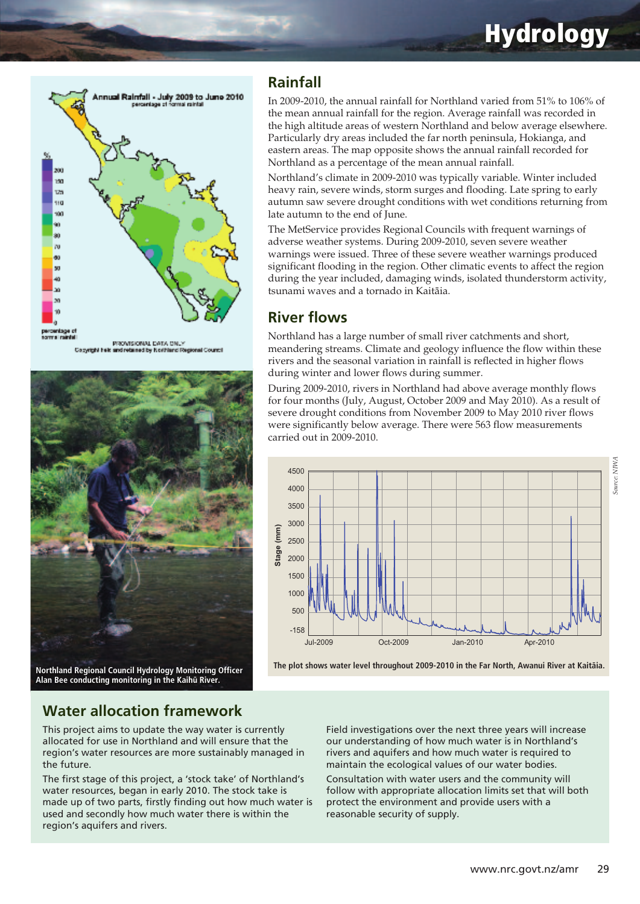# Hydrology

Annual Rainfall - July 2009 to June 2010
percentage of normal rainfall

%
200
150
125
110
100
90
80
70
60
50
40
30
20
10
0
percentage of normal rainfall

PROVISIONAL DATA ONLY
Copyright held and retained by Northland Regional Council

Northland Regional Council Hydrology Monitoring Officer Alan Bee conducting monitoring in the Kaihū River.

## Rainfall

In 2009-2010, the annual rainfall for Northland varied from 51% to 106% of the mean annual rainfall for the region. Average rainfall was recorded in the high altitude areas of western Northland and below average elsewhere. Particularly dry areas included the far north peninsula, Hokianga, and eastern areas. The map opposite shows the annual rainfall recorded for Northland as a percentage of the mean annual rainfall.

Northland's climate in 2009-2010 was typically variable. Winter included heavy rain, severe winds, storm surges and flooding. Late spring to early autumn saw severe drought conditions with wet conditions returning from late autumn to the end of June.

The MetService provides Regional Councils with frequent warnings of adverse weather systems. During 2009-2010, seven severe weather warnings were issued. Three of these severe weather warnings produced significant flooding in the region. Other climatic events to affect the region during the year included, damaging winds, isolated thunderstorm activity, tsunami waves and a tornado in Kaitāia.

## River flows

Northland has a large number of small river catchments and short, meandering streams. Climate and geology influence the flow within these rivers and the seasonal variation in rainfall is reflected in higher flows during winter and lower flows during summer.

During 2009-2010, rivers in Northland had above average monthly flows for four months (July, August, October 2009 and May 2010). As a result of severe drought conditions from November 2009 to May 2010 river flows were significantly below average. There were 563 flow measurements carried out in 2009-2010.

Stage (mm)
4500
4000
3500
3000
2500
2000
1500
1000
500
-158
Jul-2009
Oct-2009
Jan-2010
Apr-2010

Source: NIWA

The plot shows water level throughout 2009-2010 in the Far North, Awanui River at Kaitāia.

## Water allocation framework

This project aims to update the way water is currently allocated for use in Northland and will ensure that the region's water resources are more sustainably managed in the future.

The first stage of this project, a 'stock take' of Northland's water resources, began in early 2010. The stock take is made up of two parts, firstly finding out how much water is used and secondly how much water there is within the region's aquifers and rivers.

Field investigations over the next three years will increase our understanding of how much water is in Northland's rivers and aquifers and how much water is required to maintain the ecological values of our water bodies.

Consultation with water users and the community will follow with appropriate allocation limits set that will both protect the environment and provide users with a reasonable security of supply.

www.nrc.govt.nz/amr